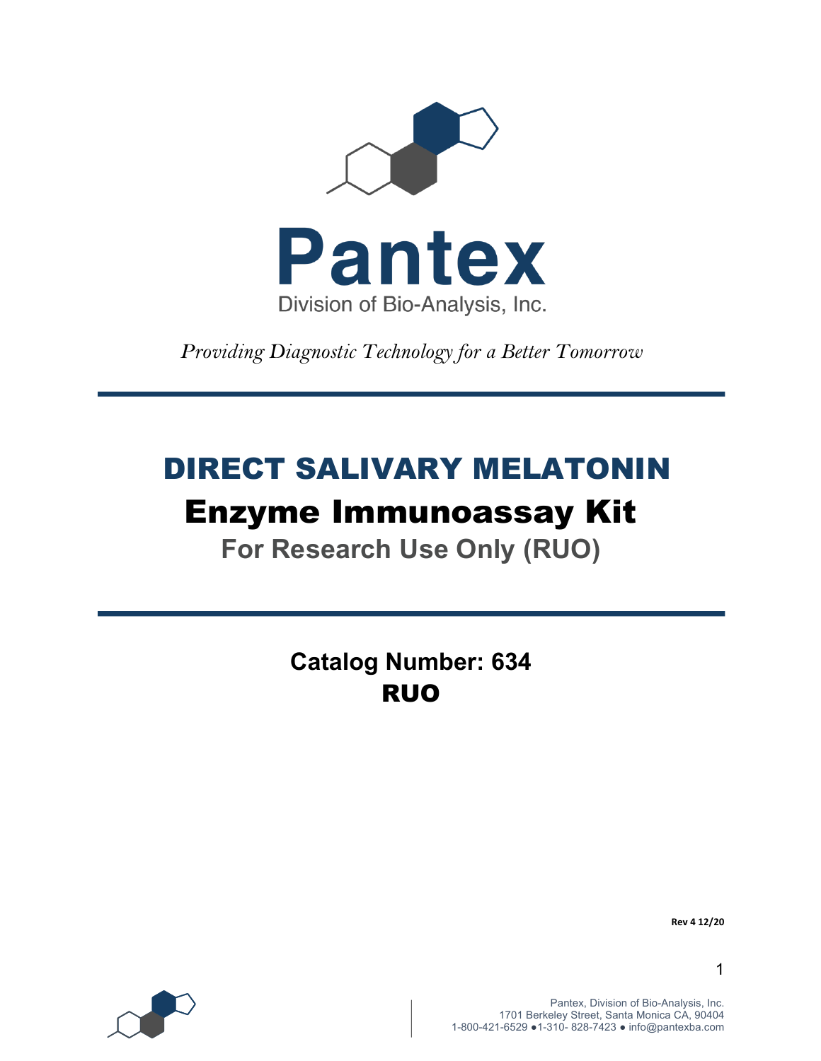# Pantex

Division of Bio-Analysis, Inc.

*Providing Diagnostic Technology for a Better Tomorrow*

# DIRECT SALIVARY MELATONIN

## Enzyme Immunoassay Kit

### For Research Use Only (RUO)

**Catalog Number: 634**

**RUO**

**Rev 4 12/20**

Pantex, Division of Bio-Analysis, Inc.
1701 Berkeley Street, Santa Monica CA, 90404
1-800-421-6529 ●1-310- 828-7423 ● info@pantexba.com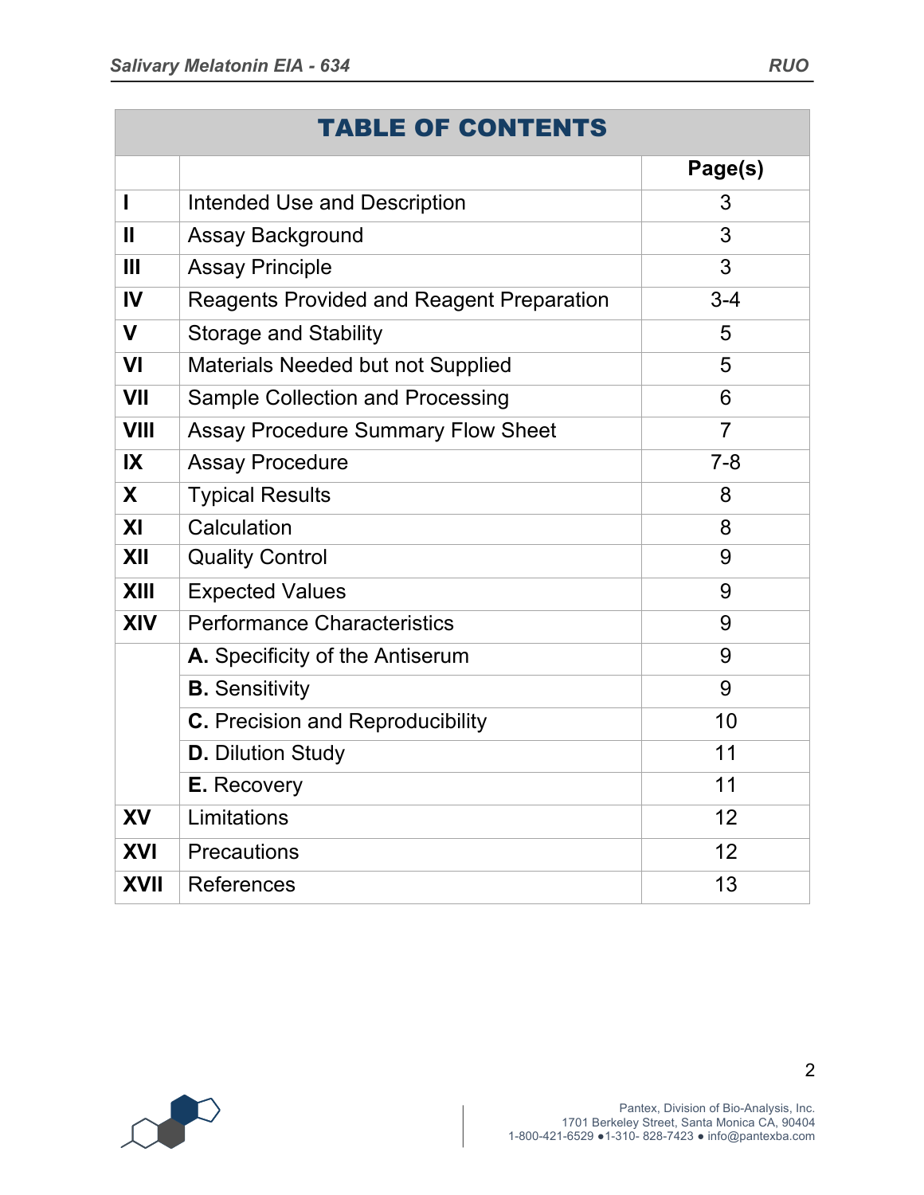| TABLE OF CONTENTS | | |
|---|---|---|
| | | **Page(s)** |
| **I** | Intended Use and Description | 3 |
| **II** | Assay Background | 3 |
| **III** | Assay Principle | 3 |
| **IV** | Reagents Provided and Reagent Preparation | 3-4 |
| **V** | Storage and Stability | 5 |
| **VI** | Materials Needed but not Supplied | 5 |
| **VII** | Sample Collection and Processing | 6 |
| **VIII** | Assay Procedure Summary Flow Sheet | 7 |
| **IX** | Assay Procedure | 7-8 |
| **X** | Typical Results | 8 |
| **XI** | Calculation | 8 |
| **XII** | Quality Control | 9 |
| **XIII** | Expected Values | 9 |
| **XIV** | Performance Characteristics | 9 |
| | **A.** Specificity of the Antiserum | 9 |
| | **B.** Sensitivity | 9 |
| | **C.** Precision and Reproducibility | 10 |
| | **D.** Dilution Study | 11 |
| | **E.** Recovery | 11 |
| **XV** | Limitations | 12 |
| **XVI** | Precautions | 12 |
| **XVII** | References | 13 |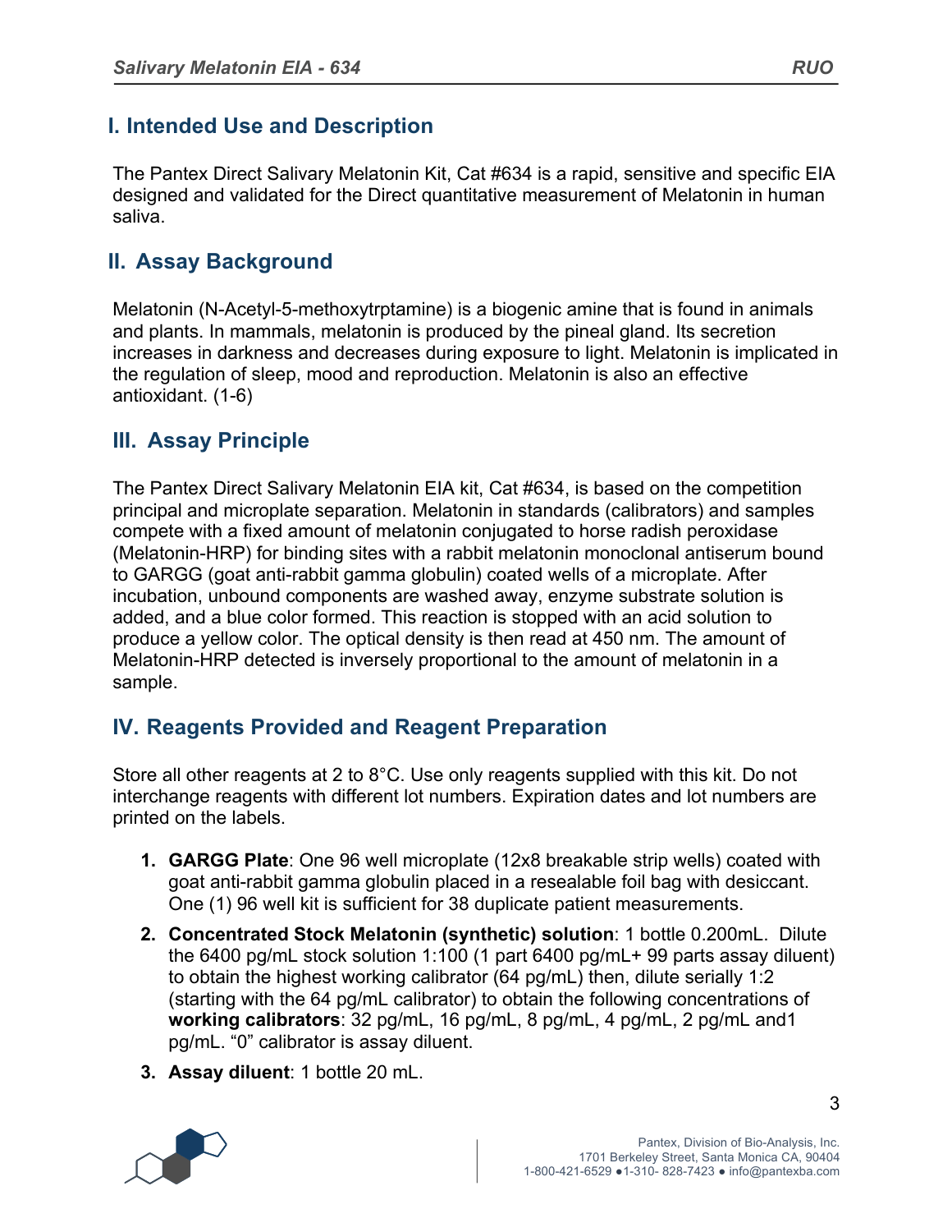## I. Intended Use and Description

The Pantex Direct Salivary Melatonin Kit, Cat #634 is a rapid, sensitive and specific EIA designed and validated for the Direct quantitative measurement of Melatonin in human saliva.

## II. Assay Background

Melatonin (N-Acetyl-5-methoxytrptamine) is a biogenic amine that is found in animals and plants. In mammals, melatonin is produced by the pineal gland. Its secretion increases in darkness and decreases during exposure to light. Melatonin is implicated in the regulation of sleep, mood and reproduction. Melatonin is also an effective antioxidant. (1-6)

## III. Assay Principle

The Pantex Direct Salivary Melatonin EIA kit, Cat #634, is based on the competition principal and microplate separation. Melatonin in standards (calibrators) and samples compete with a fixed amount of melatonin conjugated to horse radish peroxidase (Melatonin-HRP) for binding sites with a rabbit melatonin monoclonal antiserum bound to GARGG (goat anti-rabbit gamma globulin) coated wells of a microplate. After incubation, unbound components are washed away, enzyme substrate solution is added, and a blue color formed. This reaction is stopped with an acid solution to produce a yellow color. The optical density is then read at 450 nm. The amount of Melatonin-HRP detected is inversely proportional to the amount of melatonin in a sample.

## IV. Reagents Provided and Reagent Preparation

Store all other reagents at 2 to 8°C. Use only reagents supplied with this kit. Do not interchange reagents with different lot numbers. Expiration dates and lot numbers are printed on the labels.

1. **GARGG Plate**: One 96 well microplate (12x8 breakable strip wells) coated with goat anti-rabbit gamma globulin placed in a resealable foil bag with desiccant. One (1) 96 well kit is sufficient for 38 duplicate patient measurements.
2. **Concentrated Stock Melatonin (synthetic) solution**: 1 bottle 0.200mL. Dilute the 6400 pg/mL stock solution 1:100 (1 part 6400 pg/mL+ 99 parts assay diluent) to obtain the highest working calibrator (64 pg/mL) then, dilute serially 1:2 (starting with the 64 pg/mL calibrator) to obtain the following concentrations of **working calibrators**: 32 pg/mL, 16 pg/mL, 8 pg/mL, 4 pg/mL, 2 pg/mL and1 pg/mL. "0" calibrator is assay diluent.
3. **Assay diluent**: 1 bottle 20 mL.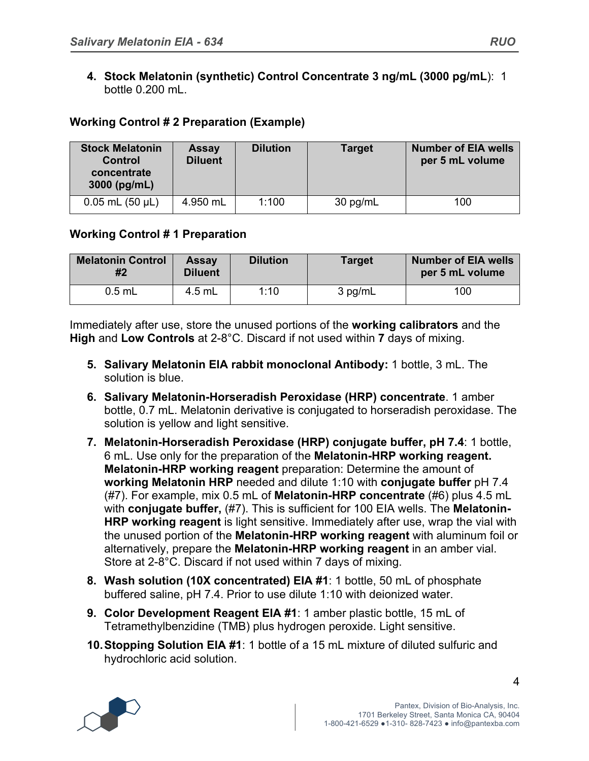4. **Stock Melatonin (synthetic) Control Concentrate 3 ng/mL (3000 pg/mL**): 1 bottle 0.200 mL.

**Working Control # 2 Preparation (Example)**

| Stock Melatonin Control concentrate 3000 (pg/mL) | Assay Diluent | Dilution | Target | Number of EIA wells per 5 mL volume |
|---|---|---|---|---|
| 0.05 mL (50 µL) | 4.950 mL | 1:100 | 30 pg/mL | 100 |

**Working Control # 1 Preparation**

| Melatonin Control #2 | Assay Diluent | Dilution | Target | Number of EIA wells per 5 mL volume |
|---|---|---|---|---|
| 0.5 mL | 4.5 mL | 1:10 | 3 pg/mL | 100 |

Immediately after use, store the unused portions of the **working calibrators** and the **High** and **Low Controls** at 2-8°C. Discard if not used within **7** days of mixing.

5. **Salivary Melatonin EIA rabbit monoclonal Antibody:** 1 bottle, 3 mL. The solution is blue.
6. **Salivary Melatonin-Horseradish Peroxidase (HRP) concentrate**. 1 amber bottle, 0.7 mL. Melatonin derivative is conjugated to horseradish peroxidase. The solution is yellow and light sensitive.
7. **Melatonin-Horseradish Peroxidase (HRP) conjugate buffer, pH 7.4**: 1 bottle, 6 mL. Use only for the preparation of the **Melatonin-HRP working reagent. Melatonin-HRP working reagent** preparation: Determine the amount of **working Melatonin HRP** needed and dilute 1:10 with **conjugate buffer** pH 7.4 (#7). For example, mix 0.5 mL of **Melatonin-HRP concentrate** (#6) plus 4.5 mL with **conjugate buffer,** (#7). This is sufficient for 100 EIA wells. The **Melatonin-HRP working reagent** is light sensitive. Immediately after use, wrap the vial with the unused portion of the **Melatonin-HRP working reagent** with aluminum foil or alternatively, prepare the **Melatonin-HRP working reagent** in an amber vial. Store at 2-8°C. Discard if not used within 7 days of mixing.
8. **Wash solution (10X concentrated) EIA #1**: 1 bottle, 50 mL of phosphate buffered saline, pH 7.4. Prior to use dilute 1:10 with deionized water.
9. **Color Development Reagent EIA #1**: 1 amber plastic bottle, 15 mL of Tetramethylbenzidine (TMB) plus hydrogen peroxide. Light sensitive.
10. **Stopping Solution EIA #1**: 1 bottle of a 15 mL mixture of diluted sulfuric and hydrochloric acid solution.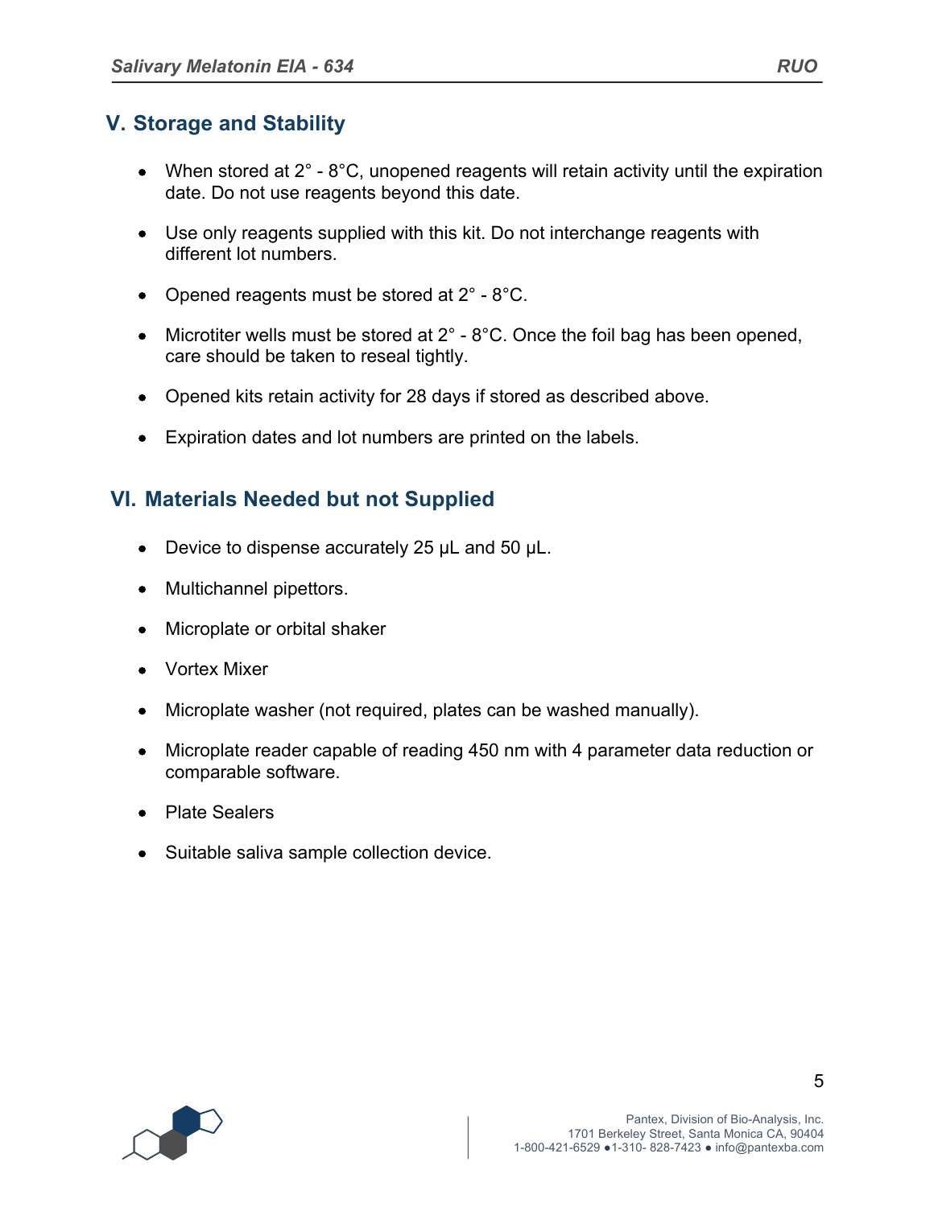## V. Storage and Stability

- When stored at 2° - 8°C, unopened reagents will retain activity until the expiration date. Do not use reagents beyond this date.
- Use only reagents supplied with this kit. Do not interchange reagents with different lot numbers.
- Opened reagents must be stored at 2° - 8°C.
- Microtiter wells must be stored at 2° - 8°C. Once the foil bag has been opened, care should be taken to reseal tightly.
- Opened kits retain activity for 28 days if stored as described above.
- Expiration dates and lot numbers are printed on the labels.

## VI. Materials Needed but not Supplied

- Device to dispense accurately 25 µL and 50 µL.
- Multichannel pipettors.
- Microplate or orbital shaker
- Vortex Mixer
- Microplate washer (not required, plates can be washed manually).
- Microplate reader capable of reading 450 nm with 4 parameter data reduction or comparable software.
- Plate Sealers
- Suitable saliva sample collection device.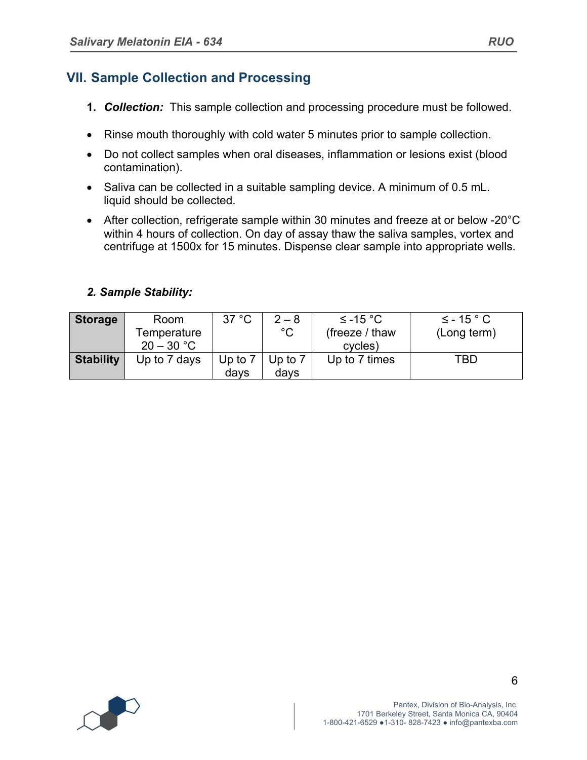## VII. Sample Collection and Processing

1. ***Collection:*** This sample collection and processing procedure must be followed.

- Rinse mouth thoroughly with cold water 5 minutes prior to sample collection.
- Do not collect samples when oral diseases, inflammation or lesions exist (blood contamination).
- Saliva can be collected in a suitable sampling device. A minimum of 0.5 mL. liquid should be collected.
- After collection, refrigerate sample within 30 minutes and freeze at or below -20°C within 4 hours of collection. On day of assay thaw the saliva samples, vortex and centrifuge at 1500x for 15 minutes. Dispense clear sample into appropriate wells.

***2. Sample Stability:***

| **Storage** | Room Temperature 20 – 30 °C | 37 °C | 2 – 8 °C | ≤ -15 °C (freeze / thaw cycles) | ≤ - 15 ° C (Long term) |
|---|---|---|---|---|---|
| **Stability** | Up to 7 days | Up to 7 days | Up to 7 days | Up to 7 times | TBD |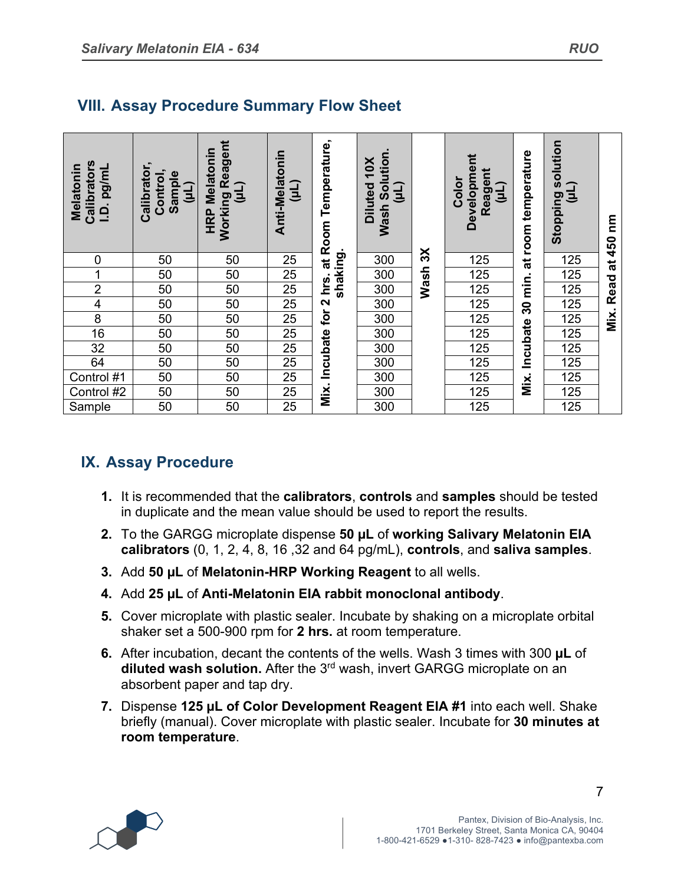## VIII. Assay Procedure Summary Flow Sheet

| Melatonin Calibrators I.D. pg/mL | Calibrator, Control, Sample (µL) | HRP Melatonin Working Reagent (µL) | Anti-Melatonin (µL) | Mix. Incubate for 2 hrs. at Room Temperature, shaking. | Diluted 10X Wash Solution. (µL) | Wash 3X | Color Development Reagent (µL) | Mix. Incubate 30 min. at room temperature | Stopping solution (µL) | Mix. Read at 450 nm |
|---|---|---|---|---|---|---|---|---|---|---|
| 0 | 50 | 50 | 25 | | 300 | | 125 | | 125 | |
| 1 | 50 | 50 | 25 | | 300 | | 125 | | 125 | |
| 2 | 50 | 50 | 25 | | 300 | | 125 | | 125 | |
| 4 | 50 | 50 | 25 | | 300 | | 125 | | 125 | |
| 8 | 50 | 50 | 25 | | 300 | | 125 | | 125 | |
| 16 | 50 | 50 | 25 | | 300 | | 125 | | 125 | |
| 32 | 50 | 50 | 25 | | 300 | | 125 | | 125 | |
| 64 | 50 | 50 | 25 | | 300 | | 125 | | 125 | |
| Control #1 | 50 | 50 | 25 | | 300 | | 125 | | 125 | |
| Control #2 | 50 | 50 | 25 | | 300 | | 125 | | 125 | |
| Sample | 50 | 50 | 25 | | 300 | | 125 | | 125 | |

## IX. Assay Procedure

1. It is recommended that the **calibrators**, **controls** and **samples** should be tested in duplicate and the mean value should be used to report the results.
2. To the GARGG microplate dispense **50 µL** of **working Salivary Melatonin EIA calibrators** (0, 1, 2, 4, 8, 16 ,32 and 64 pg/mL), **controls**, and **saliva samples**.
3. Add **50 µL** of **Melatonin-HRP Working Reagent** to all wells.
4. Add **25 µL** of **Anti-Melatonin EIA rabbit monoclonal antibody**.
5. Cover microplate with plastic sealer. Incubate by shaking on a microplate orbital shaker set a 500-900 rpm for **2 hrs.** at room temperature.
6. After incubation, decant the contents of the wells. Wash 3 times with 300 **µL** of **diluted wash solution.** After the 3rd wash, invert GARGG microplate on an absorbent paper and tap dry.
7. Dispense **125 µL of Color Development Reagent EIA #1** into each well. Shake briefly (manual). Cover microplate with plastic sealer. Incubate for **30 minutes at room temperature**.

Pantex, Division of Bio-Analysis, Inc.
1701 Berkeley Street, Santa Monica CA, 90404
1-800-421-6529 ●1-310- 828-7423 ● info@pantexba.com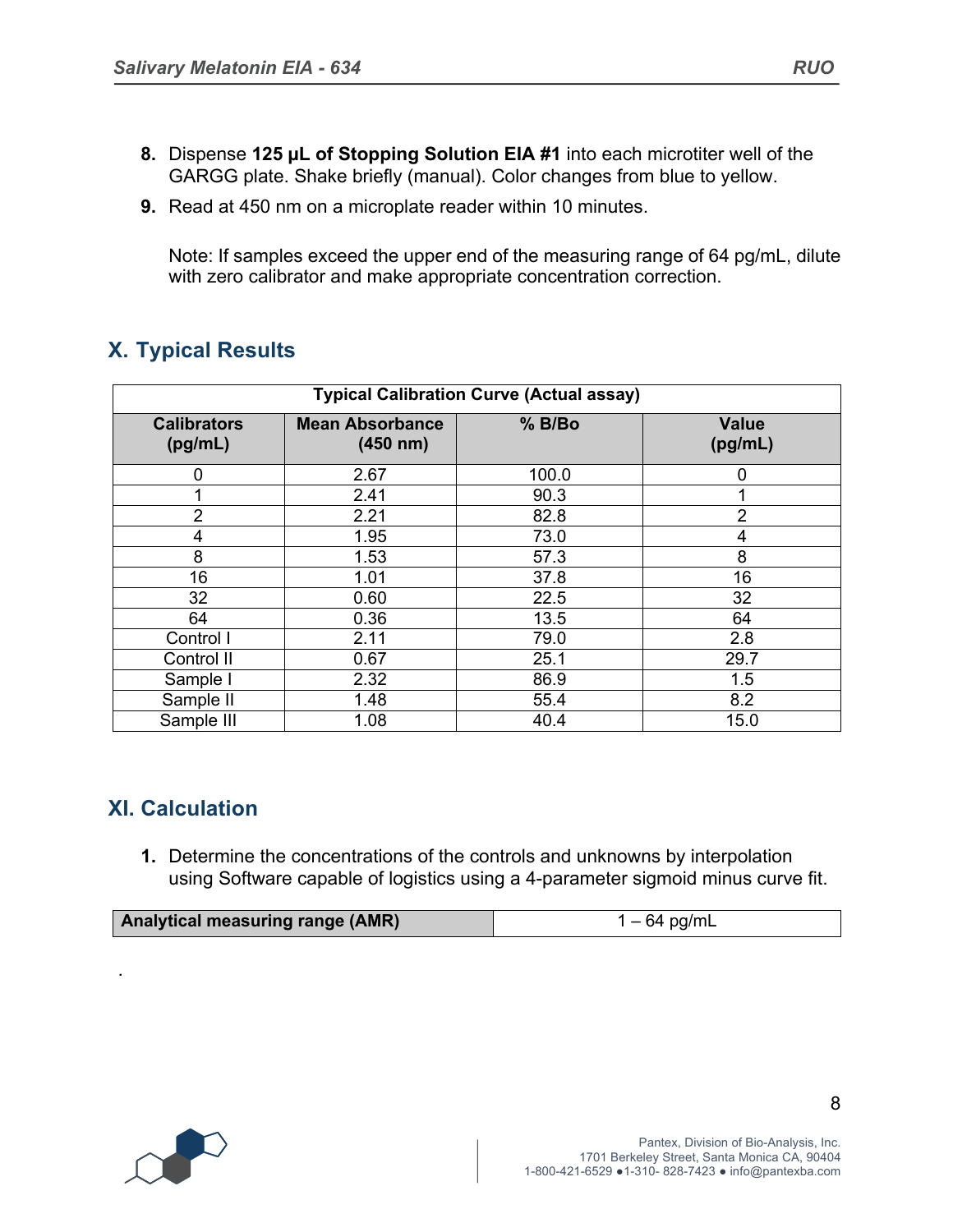8. Dispense **125 µL of Stopping Solution EIA #1** into each microtiter well of the GARGG plate. Shake briefly (manual). Color changes from blue to yellow.
9. Read at 450 nm on a microplate reader within 10 minutes.

   Note: If samples exceed the upper end of the measuring range of 64 pg/mL, dilute with zero calibrator and make appropriate concentration correction.

## X. Typical Results

| Typical Calibration Curve (Actual assay) | | | |
|---|---|---|---|
| **Calibrators (pg/mL)** | **Mean Absorbance (450 nm)** | **% B/Bo** | **Value (pg/mL)** |
| 0 | 2.67 | 100.0 | 0 |
| 1 | 2.41 | 90.3 | 1 |
| 2 | 2.21 | 82.8 | 2 |
| 4 | 1.95 | 73.0 | 4 |
| 8 | 1.53 | 57.3 | 8 |
| 16 | 1.01 | 37.8 | 16 |
| 32 | 0.60 | 22.5 | 32 |
| 64 | 0.36 | 13.5 | 64 |
| Control I | 2.11 | 79.0 | 2.8 |
| Control II | 0.67 | 25.1 | 29.7 |
| Sample I | 2.32 | 86.9 | 1.5 |
| Sample II | 1.48 | 55.4 | 8.2 |
| Sample III | 1.08 | 40.4 | 15.0 |

## XI. Calculation

1. Determine the concentrations of the controls and unknowns by interpolation using Software capable of logistics using a 4-parameter sigmoid minus curve fit.

| **Analytical measuring range (AMR)** | 1 – 64 pg/mL |
|---|---|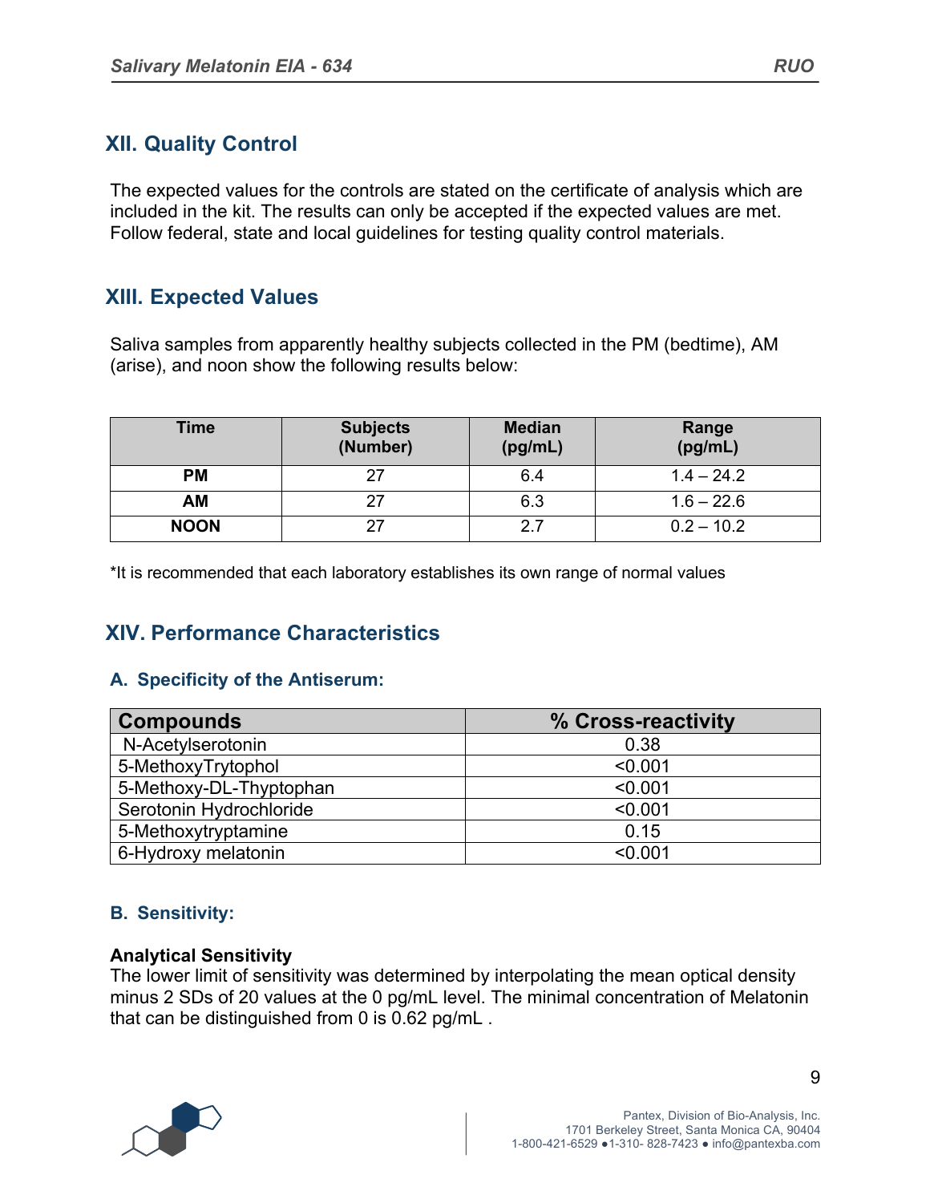## XII. Quality Control

The expected values for the controls are stated on the certificate of analysis which are included in the kit. The results can only be accepted if the expected values are met. Follow federal, state and local guidelines for testing quality control materials.

## XIII. Expected Values

Saliva samples from apparently healthy subjects collected in the PM (bedtime), AM (arise), and noon show the following results below:

| Time | Subjects (Number) | Median (pg/mL) | Range (pg/mL) |
|---|---|---|---|
| **PM** | 27 | 6.4 | 1.4 – 24.2 |
| **AM** | 27 | 6.3 | 1.6 – 22.6 |
| **NOON** | 27 | 2.7 | 0.2 – 10.2 |

*It is recommended that each laboratory establishes its own range of normal values

## XIV. Performance Characteristics

### A. Specificity of the Antiserum:

| Compounds | % Cross-reactivity |
|---|---|
| N-Acetylserotonin | 0.38 |
| 5-MethoxyTrytophol | <0.001 |
| 5-Methoxy-DL-Thyptophan | <0.001 |
| Serotonin Hydrochloride | <0.001 |
| 5-Methoxytryptamine | 0.15 |
| 6-Hydroxy melatonin | <0.001 |

### B. Sensitivity:

**Analytical Sensitivity**

The lower limit of sensitivity was determined by interpolating the mean optical density minus 2 SDs of 20 values at the 0 pg/mL level. The minimal concentration of Melatonin that can be distinguished from 0 is 0.62 pg/mL .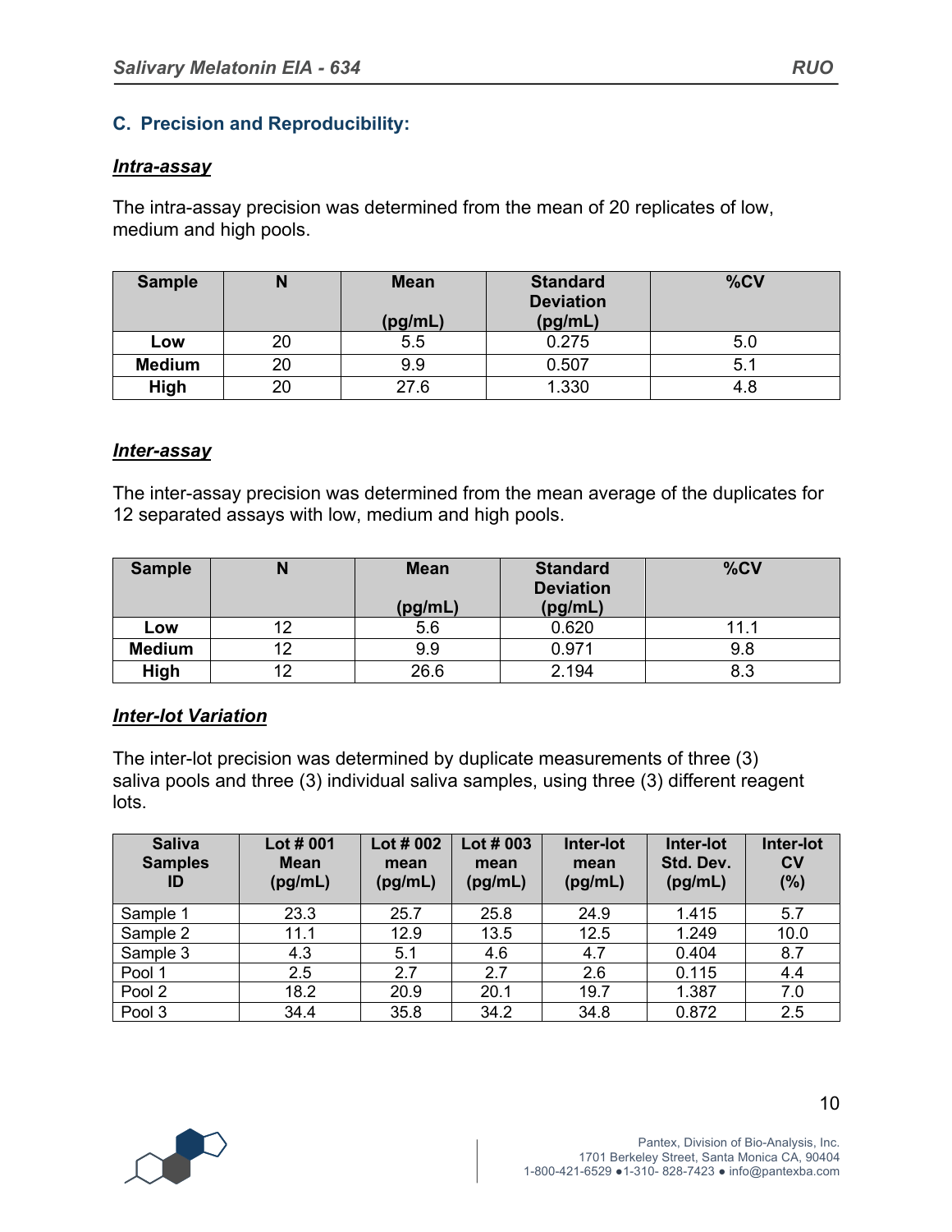## C. Precision and Reproducibility:

### *Intra-assay*

The intra-assay precision was determined from the mean of 20 replicates of low, medium and high pools.

| Sample | N | Mean (pg/mL) | Standard Deviation (pg/mL) | %CV |
|---|---|---|---|---|
| **Low** | 20 | 5.5 | 0.275 | 5.0 |
| **Medium** | 20 | 9.9 | 0.507 | 5.1 |
| **High** | 20 | 27.6 | 1.330 | 4.8 |

### *Inter-assay*

The inter-assay precision was determined from the mean average of the duplicates for 12 separated assays with low, medium and high pools.

| Sample | N | Mean (pg/mL) | Standard Deviation (pg/mL) | %CV |
|---|---|---|---|---|
| **Low** | 12 | 5.6 | 0.620 | 11.1 |
| **Medium** | 12 | 9.9 | 0.971 | 9.8 |
| **High** | 12 | 26.6 | 2.194 | 8.3 |

### *Inter-lot Variation*

The inter-lot precision was determined by duplicate measurements of three (3) saliva pools and three (3) individual saliva samples, using three (3) different reagent lots.

| Saliva Samples ID | Lot # 001 Mean (pg/mL) | Lot # 002 mean (pg/mL) | Lot # 003 mean (pg/mL) | Inter-lot mean (pg/mL) | Inter-lot Std. Dev. (pg/mL) | Inter-lot CV (%) |
|---|---|---|---|---|---|---|
| Sample 1 | 23.3 | 25.7 | 25.8 | 24.9 | 1.415 | 5.7 |
| Sample 2 | 11.1 | 12.9 | 13.5 | 12.5 | 1.249 | 10.0 |
| Sample 3 | 4.3 | 5.1 | 4.6 | 4.7 | 0.404 | 8.7 |
| Pool 1 | 2.5 | 2.7 | 2.7 | 2.6 | 0.115 | 4.4 |
| Pool 2 | 18.2 | 20.9 | 20.1 | 19.7 | 1.387 | 7.0 |
| Pool 3 | 34.4 | 35.8 | 34.2 | 34.8 | 0.872 | 2.5 |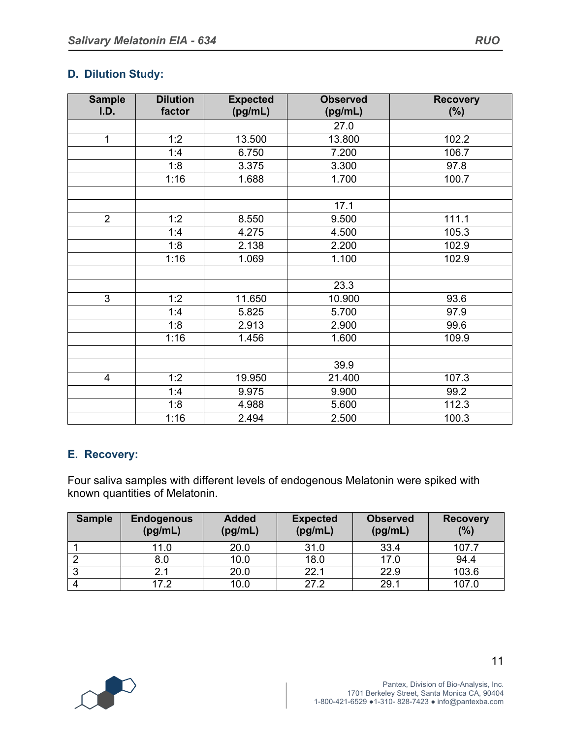## D. Dilution Study:

| Sample I.D. | Dilution factor | Expected (pg/mL) | Observed (pg/mL) | Recovery (%) |
|---|---|---|---|---|
| | | | 27.0 | |
| 1 | 1:2 | 13.500 | 13.800 | 102.2 |
| | 1:4 | 6.750 | 7.200 | 106.7 |
| | 1:8 | 3.375 | 3.300 | 97.8 |
| | 1:16 | 1.688 | 1.700 | 100.7 |
| | | | | |
| | | | 17.1 | |
| 2 | 1:2 | 8.550 | 9.500 | 111.1 |
| | 1:4 | 4.275 | 4.500 | 105.3 |
| | 1:8 | 2.138 | 2.200 | 102.9 |
| | 1:16 | 1.069 | 1.100 | 102.9 |
| | | | | |
| | | | 23.3 | |
| 3 | 1:2 | 11.650 | 10.900 | 93.6 |
| | 1:4 | 5.825 | 5.700 | 97.9 |
| | 1:8 | 2.913 | 2.900 | 99.6 |
| | 1:16 | 1.456 | 1.600 | 109.9 |
| | | | | |
| | | | 39.9 | |
| 4 | 1:2 | 19.950 | 21.400 | 107.3 |
| | 1:4 | 9.975 | 9.900 | 99.2 |
| | 1:8 | 4.988 | 5.600 | 112.3 |
| | 1:16 | 2.494 | 2.500 | 100.3 |

## E. Recovery:

Four saliva samples with different levels of endogenous Melatonin were spiked with known quantities of Melatonin.

| Sample | Endogenous (pg/mL) | Added (pg/mL) | Expected (pg/mL) | Observed (pg/mL) | Recovery (%) |
|---|---|---|---|---|---|
| 1 | 11.0 | 20.0 | 31.0 | 33.4 | 107.7 |
| 2 | 8.0 | 10.0 | 18.0 | 17.0 | 94.4 |
| 3 | 2.1 | 20.0 | 22.1 | 22.9 | 103.6 |
| 4 | 17.2 | 10.0 | 27.2 | 29.1 | 107.0 |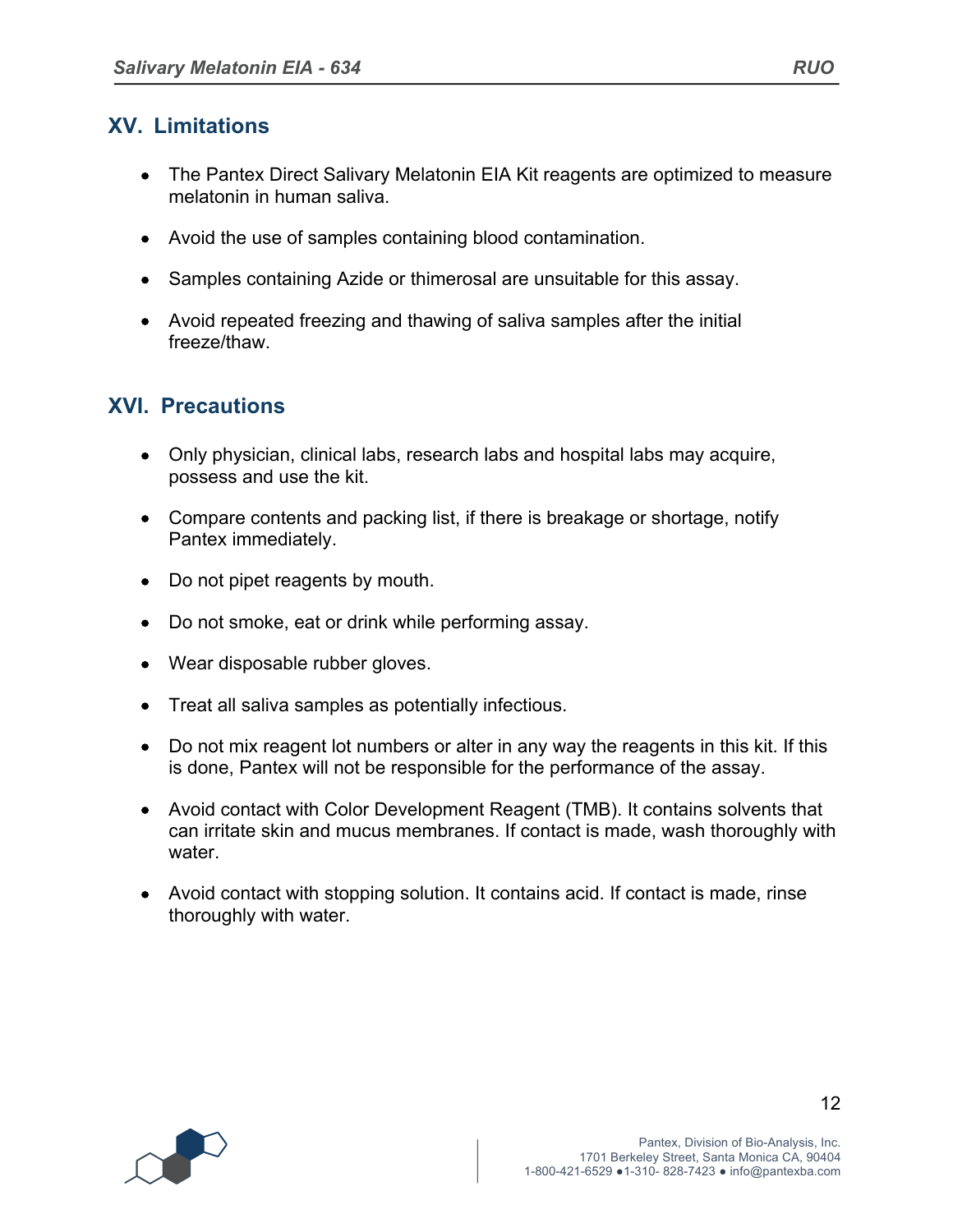## XV. Limitations

- The Pantex Direct Salivary Melatonin EIA Kit reagents are optimized to measure melatonin in human saliva.
- Avoid the use of samples containing blood contamination.
- Samples containing Azide or thimerosal are unsuitable for this assay.
- Avoid repeated freezing and thawing of saliva samples after the initial freeze/thaw.

## XVI. Precautions

- Only physician, clinical labs, research labs and hospital labs may acquire, possess and use the kit.
- Compare contents and packing list, if there is breakage or shortage, notify Pantex immediately.
- Do not pipet reagents by mouth.
- Do not smoke, eat or drink while performing assay.
- Wear disposable rubber gloves.
- Treat all saliva samples as potentially infectious.
- Do not mix reagent lot numbers or alter in any way the reagents in this kit. If this is done, Pantex will not be responsible for the performance of the assay.
- Avoid contact with Color Development Reagent (TMB). It contains solvents that can irritate skin and mucus membranes. If contact is made, wash thoroughly with water.
- Avoid contact with stopping solution. It contains acid. If contact is made, rinse thoroughly with water.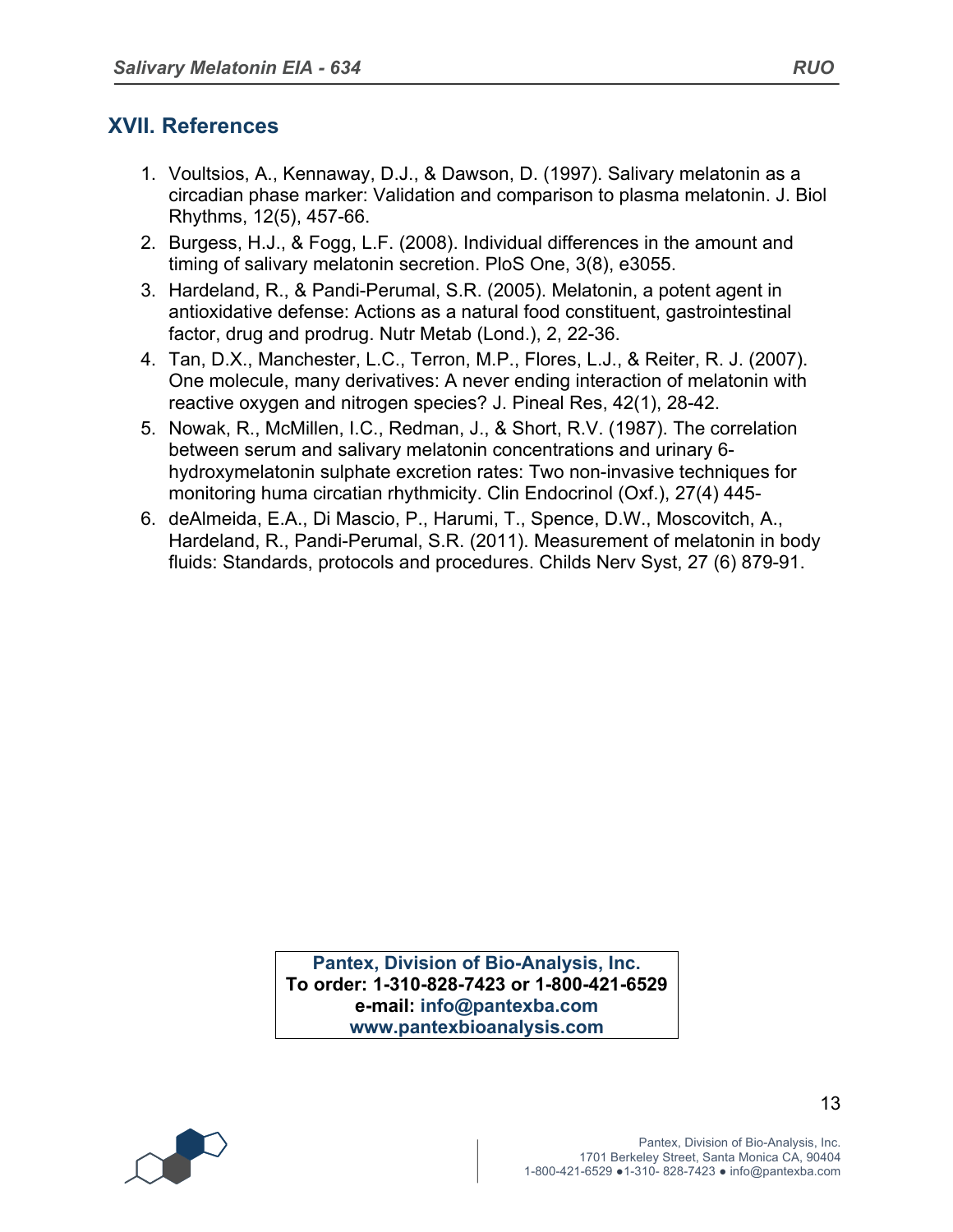## XVII. References

1. Voultsios, A., Kennaway, D.J., & Dawson, D. (1997). Salivary melatonin as a circadian phase marker: Validation and comparison to plasma melatonin. J. Biol Rhythms, 12(5), 457-66.
2. Burgess, H.J., & Fogg, L.F. (2008). Individual differences in the amount and timing of salivary melatonin secretion. PloS One, 3(8), e3055.
3. Hardeland, R., & Pandi-Perumal, S.R. (2005). Melatonin, a potent agent in antioxidative defense: Actions as a natural food constituent, gastrointestinal factor, drug and prodrug. Nutr Metab (Lond.), 2, 22-36.
4. Tan, D.X., Manchester, L.C., Terron, M.P., Flores, L.J., & Reiter, R. J. (2007). One molecule, many derivatives: A never ending interaction of melatonin with reactive oxygen and nitrogen species? J. Pineal Res, 42(1), 28-42.
5. Nowak, R., McMillen, I.C., Redman, J., & Short, R.V. (1987). The correlation between serum and salivary melatonin concentrations and urinary 6-hydroxymelatonin sulphate excretion rates: Two non-invasive techniques for monitoring huma circatian rhythmicity. Clin Endocrinol (Oxf.), 27(4) 445-
6. deAlmeida, E.A., Di Mascio, P., Harumi, T., Spence, D.W., Moscovitch, A., Hardeland, R., Pandi-Perumal, S.R. (2011). Measurement of melatonin in body fluids: Standards, protocols and procedures. Childs Nerv Syst, 27 (6) 879-91.

**Pantex, Division of Bio-Analysis, Inc.**
**To order: 1-310-828-7423 or 1-800-421-6529**
**e-mail: info@pantexba.com**
**www.pantexbioanalysis.com**

Pantex, Division of Bio-Analysis, Inc.
1701 Berkeley Street, Santa Monica CA, 90404
1-800-421-6529 ●1-310- 828-7423 ● info@pantexba.com